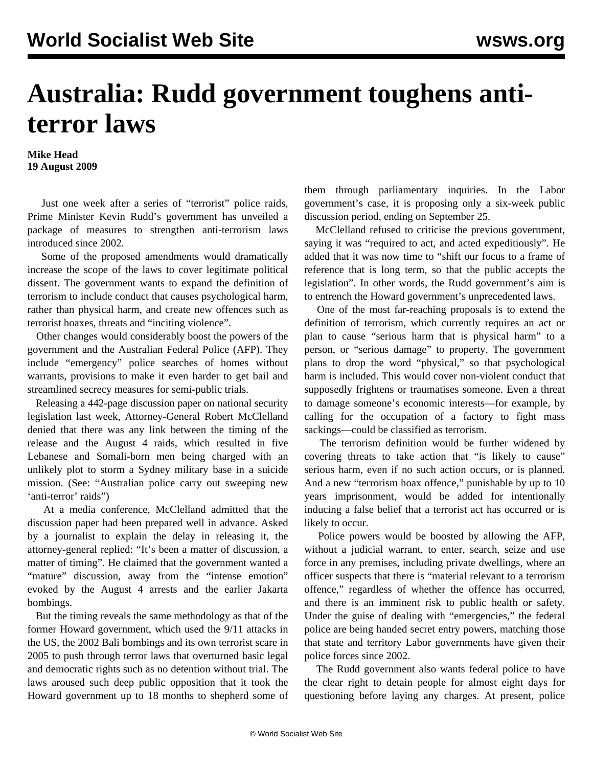# Australia: Rudd government toughens anti-terror laws

**Mike Head**
**19 August 2009**

Just one week after a series of "terrorist" police raids, Prime Minister Kevin Rudd's government has unveiled a package of measures to strengthen anti-terrorism laws introduced since 2002.

Some of the proposed amendments would dramatically increase the scope of the laws to cover legitimate political dissent. The government wants to expand the definition of terrorism to include conduct that causes psychological harm, rather than physical harm, and create new offences such as terrorist hoaxes, threats and "inciting violence".

Other changes would considerably boost the powers of the government and the Australian Federal Police (AFP). They include "emergency" police searches of homes without warrants, provisions to make it even harder to get bail and streamlined secrecy measures for semi-public trials.

Releasing a 442-page discussion paper on national security legislation last week, Attorney-General Robert McClelland denied that there was any link between the timing of the release and the August 4 raids, which resulted in five Lebanese and Somali-born men being charged with an unlikely plot to storm a Sydney military base in a suicide mission. (See: "Australian police carry out sweeping new 'anti-terror' raids")

At a media conference, McClelland admitted that the discussion paper had been prepared well in advance. Asked by a journalist to explain the delay in releasing it, the attorney-general replied: "It's been a matter of discussion, a matter of timing". He claimed that the government wanted a "mature" discussion, away from the "intense emotion" evoked by the August 4 arrests and the earlier Jakarta bombings.

But the timing reveals the same methodology as that of the former Howard government, which used the 9/11 attacks in the US, the 2002 Bali bombings and its own terrorist scare in 2005 to push through terror laws that overturned basic legal and democratic rights such as no detention without trial. The laws aroused such deep public opposition that it took the Howard government up to 18 months to shepherd some of them through parliamentary inquiries. In the Labor government's case, it is proposing only a six-week public discussion period, ending on September 25.

McClelland refused to criticise the previous government, saying it was "required to act, and acted expeditiously". He added that it was now time to "shift our focus to a frame of reference that is long term, so that the public accepts the legislation". In other words, the Rudd government's aim is to entrench the Howard government's unprecedented laws.

One of the most far-reaching proposals is to extend the definition of terrorism, which currently requires an act or plan to cause "serious harm that is physical harm" to a person, or "serious damage" to property. The government plans to drop the word "physical," so that psychological harm is included. This would cover non-violent conduct that supposedly frightens or traumatises someone. Even a threat to damage someone's economic interests—for example, by calling for the occupation of a factory to fight mass sackings—could be classified as terrorism.

The terrorism definition would be further widened by covering threats to take action that "is likely to cause" serious harm, even if no such action occurs, or is planned. And a new "terrorism hoax offence," punishable by up to 10 years imprisonment, would be added for intentionally inducing a false belief that a terrorist act has occurred or is likely to occur.

Police powers would be boosted by allowing the AFP, without a judicial warrant, to enter, search, seize and use force in any premises, including private dwellings, where an officer suspects that there is "material relevant to a terrorism offence," regardless of whether the offence has occurred, and there is an imminent risk to public health or safety. Under the guise of dealing with "emergencies," the federal police are being handed secret entry powers, matching those that state and territory Labor governments have given their police forces since 2002.

The Rudd government also wants federal police to have the clear right to detain people for almost eight days for questioning before laying any charges. At present, police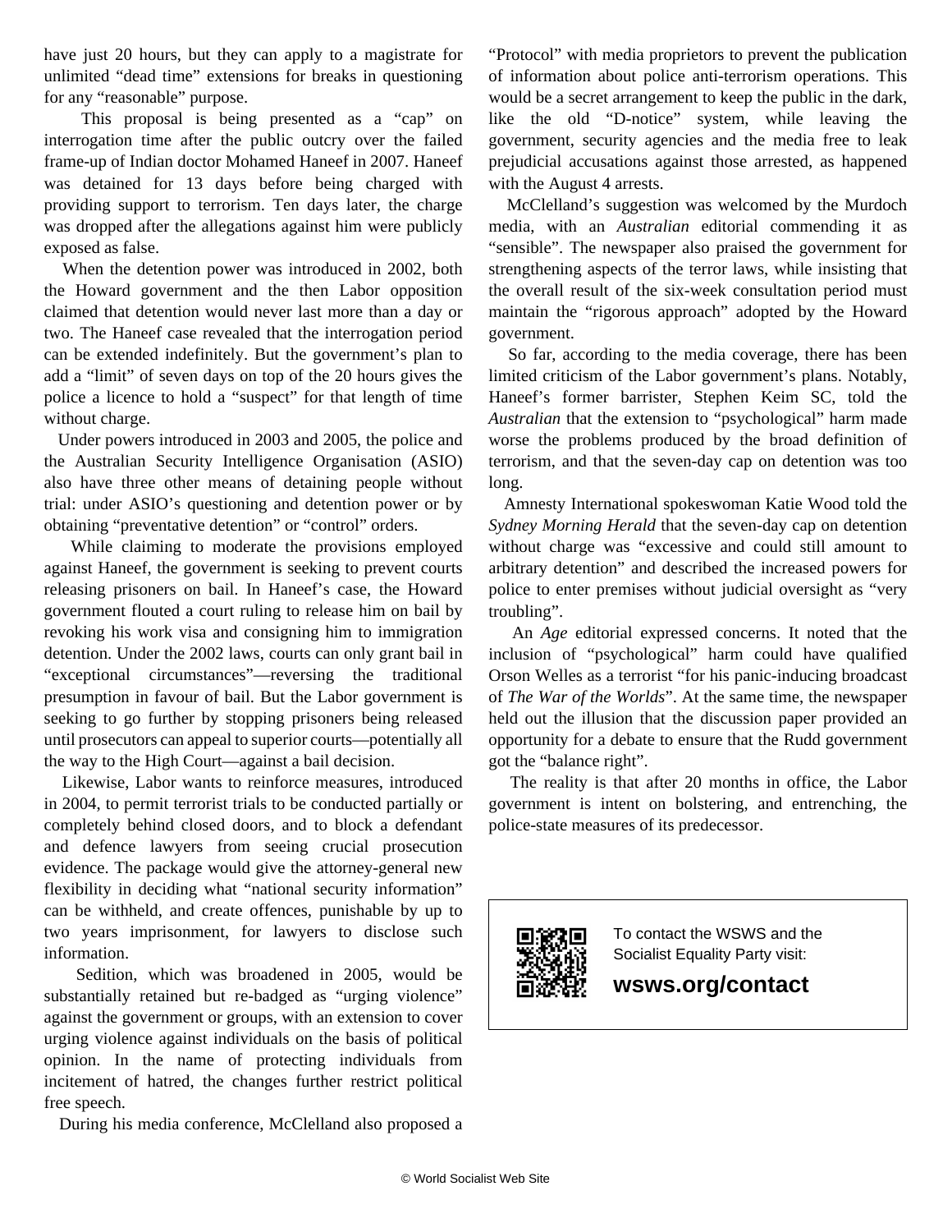have just 20 hours, but they can apply to a magistrate for unlimited "dead time" extensions for breaks in questioning for any "reasonable" purpose.

This proposal is being presented as a "cap" on interrogation time after the public outcry over the failed frame-up of Indian doctor Mohamed Haneef in 2007. Haneef was detained for 13 days before being charged with providing support to terrorism. Ten days later, the charge was dropped after the allegations against him were publicly exposed as false.

When the detention power was introduced in 2002, both the Howard government and the then Labor opposition claimed that detention would never last more than a day or two. The Haneef case revealed that the interrogation period can be extended indefinitely. But the government's plan to add a "limit" of seven days on top of the 20 hours gives the police a licence to hold a "suspect" for that length of time without charge.

Under powers introduced in 2003 and 2005, the police and the Australian Security Intelligence Organisation (ASIO) also have three other means of detaining people without trial: under ASIO's questioning and detention power or by obtaining "preventative detention" or "control" orders.

While claiming to moderate the provisions employed against Haneef, the government is seeking to prevent courts releasing prisoners on bail. In Haneef's case, the Howard government flouted a court ruling to release him on bail by revoking his work visa and consigning him to immigration detention. Under the 2002 laws, courts can only grant bail in "exceptional circumstances"—reversing the traditional presumption in favour of bail. But the Labor government is seeking to go further by stopping prisoners being released until prosecutors can appeal to superior courts—potentially all the way to the High Court—against a bail decision.

Likewise, Labor wants to reinforce measures, introduced in 2004, to permit terrorist trials to be conducted partially or completely behind closed doors, and to block a defendant and defence lawyers from seeing crucial prosecution evidence. The package would give the attorney-general new flexibility in deciding what "national security information" can be withheld, and create offences, punishable by up to two years imprisonment, for lawyers to disclose such information.

Sedition, which was broadened in 2005, would be substantially retained but re-badged as "urging violence" against the government or groups, with an extension to cover urging violence against individuals on the basis of political opinion. In the name of protecting individuals from incitement of hatred, the changes further restrict political free speech.

During his media conference, McClelland also proposed a "Protocol" with media proprietors to prevent the publication of information about police anti-terrorism operations. This would be a secret arrangement to keep the public in the dark, like the old "D-notice" system, while leaving the government, security agencies and the media free to leak prejudicial accusations against those arrested, as happened with the August 4 arrests.

McClelland's suggestion was welcomed by the Murdoch media, with an *Australian* editorial commending it as "sensible". The newspaper also praised the government for strengthening aspects of the terror laws, while insisting that the overall result of the six-week consultation period must maintain the "rigorous approach" adopted by the Howard government.

So far, according to the media coverage, there has been limited criticism of the Labor government's plans. Notably, Haneef's former barrister, Stephen Keim SC, told the *Australian* that the extension to "psychological" harm made worse the problems produced by the broad definition of terrorism, and that the seven-day cap on detention was too long.

Amnesty International spokeswoman Katie Wood told the *Sydney Morning Herald* that the seven-day cap on detention without charge was "excessive and could still amount to arbitrary detention" and described the increased powers for police to enter premises without judicial oversight as "very troubling".

An *Age* editorial expressed concerns. It noted that the inclusion of "psychological" harm could have qualified Orson Welles as a terrorist "for his panic-inducing broadcast of *The War of the Worlds*". At the same time, the newspaper held out the illusion that the discussion paper provided an opportunity for a debate to ensure that the Rudd government got the "balance right".

The reality is that after 20 months in office, the Labor government is intent on bolstering, and entrenching, the police-state measures of its predecessor.

To contact the WSWS and the Socialist Equality Party visit:

**wsws.org/contact**